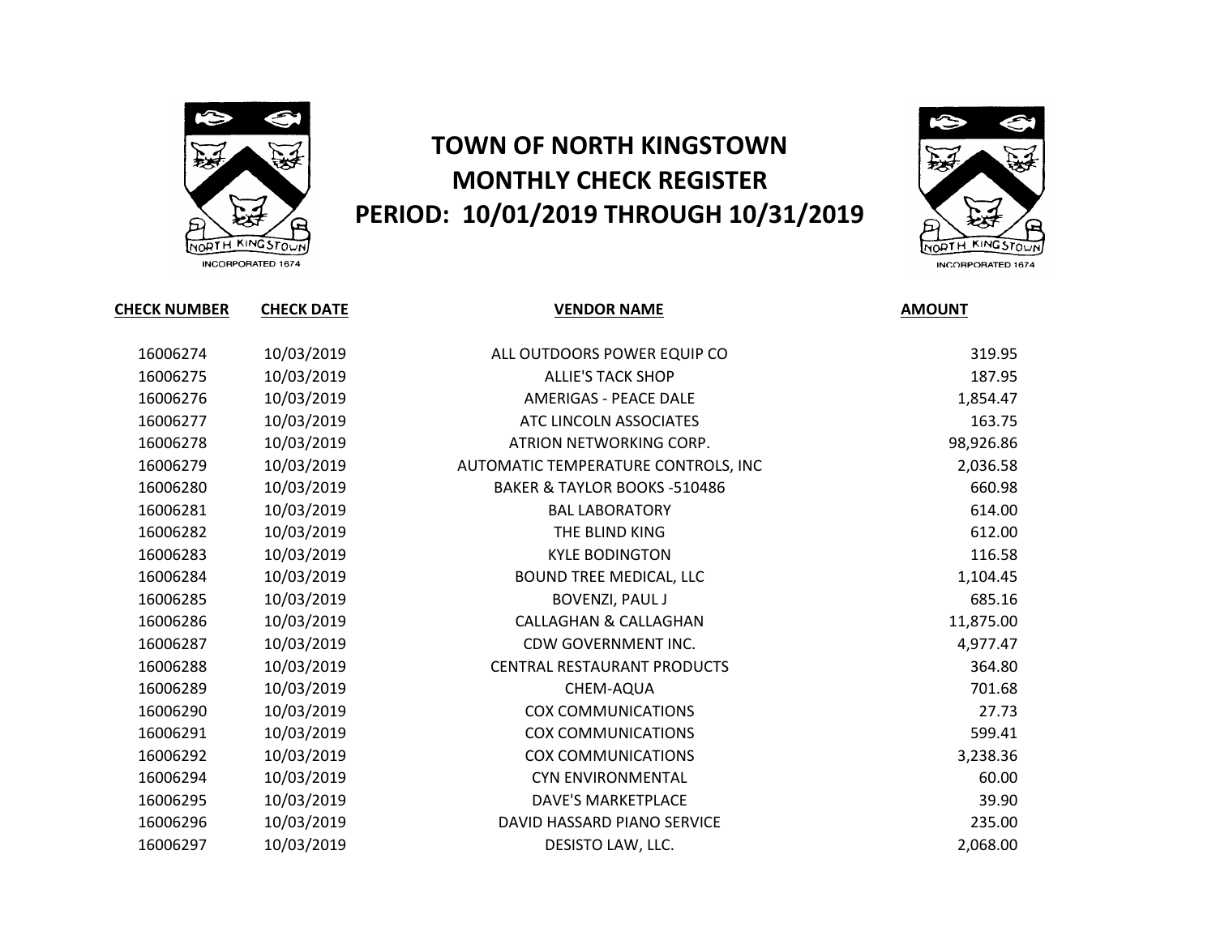# TOWN OF NORTH KINGSTOWN
# MONTHLY CHECK REGISTER
# PERIOD: 10/01/2019 THROUGH 10/31/2019

| CHECK NUMBER | CHECK DATE | VENDOR NAME | AMOUNT |
|---|---|---|---|
| 16006274 | 10/03/2019 | ALL OUTDOORS POWER EQUIP CO | 319.95 |
| 16006275 | 10/03/2019 | ALLIE'S TACK SHOP | 187.95 |
| 16006276 | 10/03/2019 | AMERIGAS - PEACE DALE | 1,854.47 |
| 16006277 | 10/03/2019 | ATC LINCOLN ASSOCIATES | 163.75 |
| 16006278 | 10/03/2019 | ATRION NETWORKING CORP. | 98,926.86 |
| 16006279 | 10/03/2019 | AUTOMATIC TEMPERATURE CONTROLS, INC | 2,036.58 |
| 16006280 | 10/03/2019 | BAKER & TAYLOR BOOKS -510486 | 660.98 |
| 16006281 | 10/03/2019 | BAL LABORATORY | 614.00 |
| 16006282 | 10/03/2019 | THE BLIND KING | 612.00 |
| 16006283 | 10/03/2019 | KYLE BODINGTON | 116.58 |
| 16006284 | 10/03/2019 | BOUND TREE MEDICAL, LLC | 1,104.45 |
| 16006285 | 10/03/2019 | BOVENZI, PAUL J | 685.16 |
| 16006286 | 10/03/2019 | CALLAGHAN & CALLAGHAN | 11,875.00 |
| 16006287 | 10/03/2019 | CDW GOVERNMENT INC. | 4,977.47 |
| 16006288 | 10/03/2019 | CENTRAL RESTAURANT PRODUCTS | 364.80 |
| 16006289 | 10/03/2019 | CHEM-AQUA | 701.68 |
| 16006290 | 10/03/2019 | COX COMMUNICATIONS | 27.73 |
| 16006291 | 10/03/2019 | COX COMMUNICATIONS | 599.41 |
| 16006292 | 10/03/2019 | COX COMMUNICATIONS | 3,238.36 |
| 16006294 | 10/03/2019 | CYN ENVIRONMENTAL | 60.00 |
| 16006295 | 10/03/2019 | DAVE'S MARKETPLACE | 39.90 |
| 16006296 | 10/03/2019 | DAVID HASSARD PIANO SERVICE | 235.00 |
| 16006297 | 10/03/2019 | DESISTO LAW, LLC. | 2,068.00 |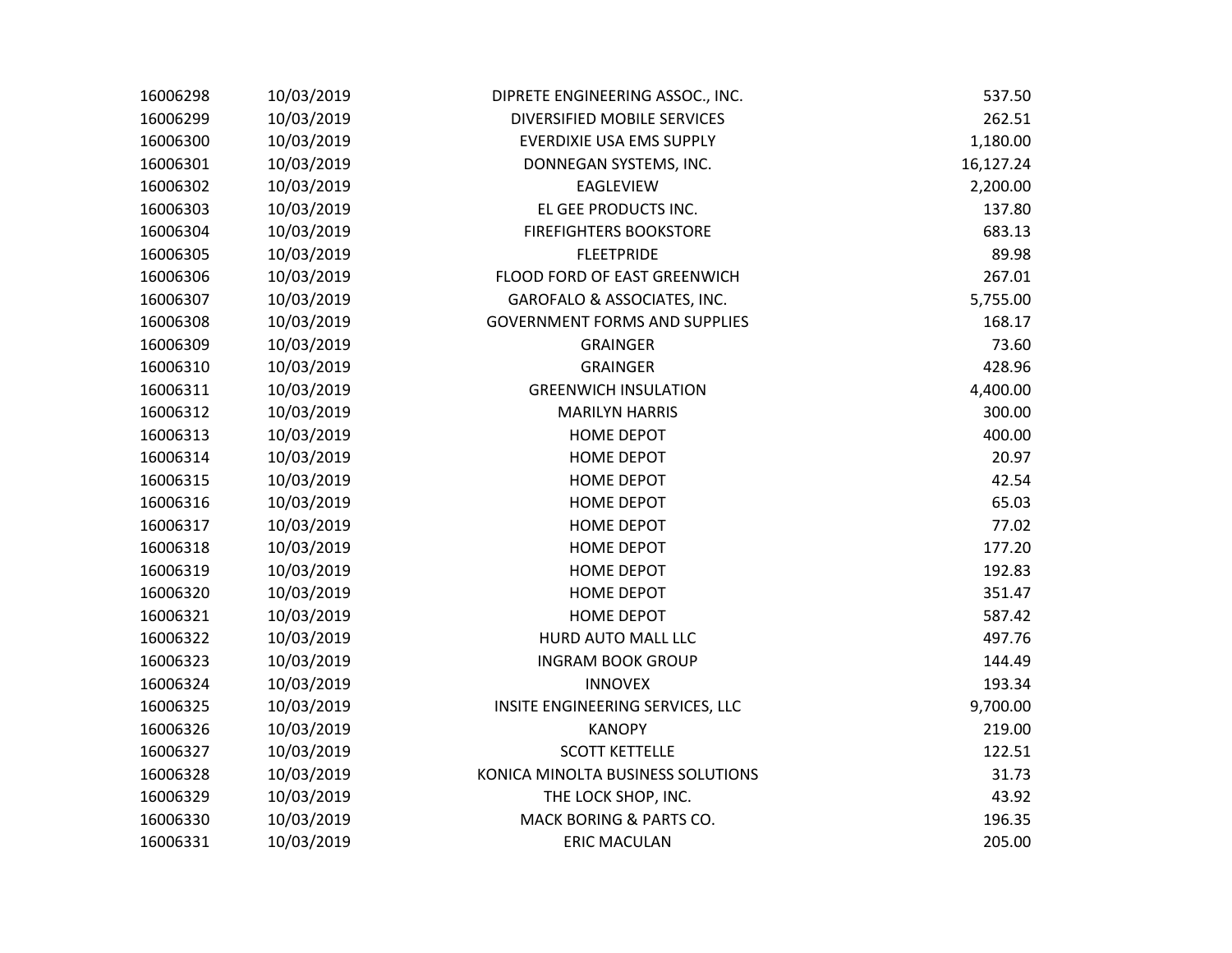| | | | |
|---|---|---|---|
| 16006298 | 10/03/2019 | DIPRETE ENGINEERING ASSOC., INC. | 537.50 |
| 16006299 | 10/03/2019 | DIVERSIFIED MOBILE SERVICES | 262.51 |
| 16006300 | 10/03/2019 | EVERDIXIE USA EMS SUPPLY | 1,180.00 |
| 16006301 | 10/03/2019 | DONNEGAN SYSTEMS, INC. | 16,127.24 |
| 16006302 | 10/03/2019 | EAGLEVIEW | 2,200.00 |
| 16006303 | 10/03/2019 | EL GEE PRODUCTS INC. | 137.80 |
| 16006304 | 10/03/2019 | FIREFIGHTERS BOOKSTORE | 683.13 |
| 16006305 | 10/03/2019 | FLEETPRIDE | 89.98 |
| 16006306 | 10/03/2019 | FLOOD FORD OF EAST GREENWICH | 267.01 |
| 16006307 | 10/03/2019 | GAROFALO & ASSOCIATES, INC. | 5,755.00 |
| 16006308 | 10/03/2019 | GOVERNMENT FORMS AND SUPPLIES | 168.17 |
| 16006309 | 10/03/2019 | GRAINGER | 73.60 |
| 16006310 | 10/03/2019 | GRAINGER | 428.96 |
| 16006311 | 10/03/2019 | GREENWICH INSULATION | 4,400.00 |
| 16006312 | 10/03/2019 | MARILYN HARRIS | 300.00 |
| 16006313 | 10/03/2019 | HOME DEPOT | 400.00 |
| 16006314 | 10/03/2019 | HOME DEPOT | 20.97 |
| 16006315 | 10/03/2019 | HOME DEPOT | 42.54 |
| 16006316 | 10/03/2019 | HOME DEPOT | 65.03 |
| 16006317 | 10/03/2019 | HOME DEPOT | 77.02 |
| 16006318 | 10/03/2019 | HOME DEPOT | 177.20 |
| 16006319 | 10/03/2019 | HOME DEPOT | 192.83 |
| 16006320 | 10/03/2019 | HOME DEPOT | 351.47 |
| 16006321 | 10/03/2019 | HOME DEPOT | 587.42 |
| 16006322 | 10/03/2019 | HURD AUTO MALL LLC | 497.76 |
| 16006323 | 10/03/2019 | INGRAM BOOK GROUP | 144.49 |
| 16006324 | 10/03/2019 | INNOVEX | 193.34 |
| 16006325 | 10/03/2019 | INSITE ENGINEERING SERVICES, LLC | 9,700.00 |
| 16006326 | 10/03/2019 | KANOPY | 219.00 |
| 16006327 | 10/03/2019 | SCOTT KETTELLE | 122.51 |
| 16006328 | 10/03/2019 | KONICA MINOLTA BUSINESS SOLUTIONS | 31.73 |
| 16006329 | 10/03/2019 | THE LOCK SHOP, INC. | 43.92 |
| 16006330 | 10/03/2019 | MACK BORING & PARTS CO. | 196.35 |
| 16006331 | 10/03/2019 | ERIC MACULAN | 205.00 |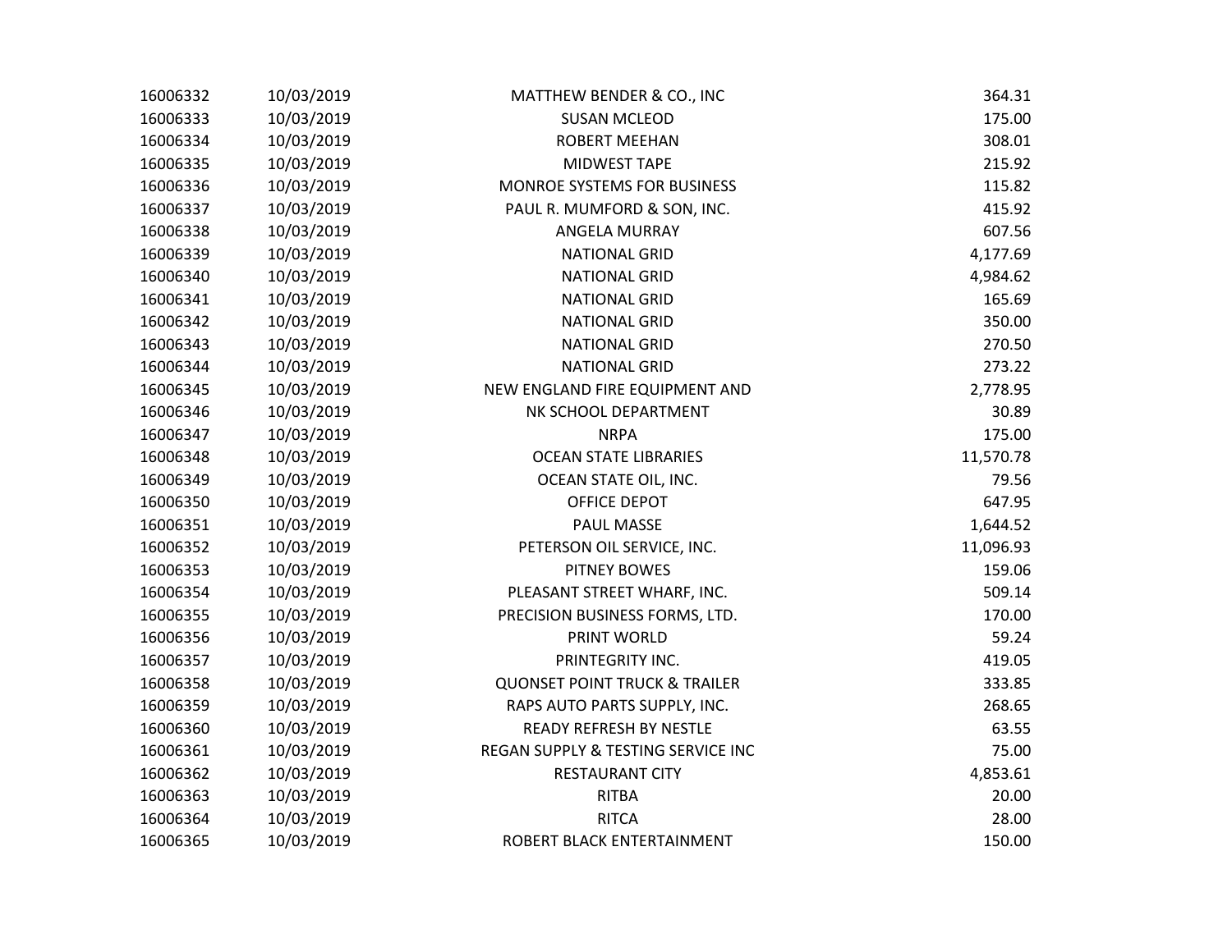| | | | |
|---|---|---|---|
| 16006332 | 10/03/2019 | MATTHEW BENDER & CO., INC | 364.31 |
| 16006333 | 10/03/2019 | SUSAN MCLEOD | 175.00 |
| 16006334 | 10/03/2019 | ROBERT MEEHAN | 308.01 |
| 16006335 | 10/03/2019 | MIDWEST TAPE | 215.92 |
| 16006336 | 10/03/2019 | MONROE SYSTEMS FOR BUSINESS | 115.82 |
| 16006337 | 10/03/2019 | PAUL R. MUMFORD & SON, INC. | 415.92 |
| 16006338 | 10/03/2019 | ANGELA MURRAY | 607.56 |
| 16006339 | 10/03/2019 | NATIONAL GRID | 4,177.69 |
| 16006340 | 10/03/2019 | NATIONAL GRID | 4,984.62 |
| 16006341 | 10/03/2019 | NATIONAL GRID | 165.69 |
| 16006342 | 10/03/2019 | NATIONAL GRID | 350.00 |
| 16006343 | 10/03/2019 | NATIONAL GRID | 270.50 |
| 16006344 | 10/03/2019 | NATIONAL GRID | 273.22 |
| 16006345 | 10/03/2019 | NEW ENGLAND FIRE EQUIPMENT AND | 2,778.95 |
| 16006346 | 10/03/2019 | NK SCHOOL DEPARTMENT | 30.89 |
| 16006347 | 10/03/2019 | NRPA | 175.00 |
| 16006348 | 10/03/2019 | OCEAN STATE LIBRARIES | 11,570.78 |
| 16006349 | 10/03/2019 | OCEAN STATE OIL, INC. | 79.56 |
| 16006350 | 10/03/2019 | OFFICE DEPOT | 647.95 |
| 16006351 | 10/03/2019 | PAUL MASSE | 1,644.52 |
| 16006352 | 10/03/2019 | PETERSON OIL SERVICE, INC. | 11,096.93 |
| 16006353 | 10/03/2019 | PITNEY BOWES | 159.06 |
| 16006354 | 10/03/2019 | PLEASANT STREET WHARF, INC. | 509.14 |
| 16006355 | 10/03/2019 | PRECISION BUSINESS FORMS, LTD. | 170.00 |
| 16006356 | 10/03/2019 | PRINT WORLD | 59.24 |
| 16006357 | 10/03/2019 | PRINTEGRITY INC. | 419.05 |
| 16006358 | 10/03/2019 | QUONSET POINT TRUCK & TRAILER | 333.85 |
| 16006359 | 10/03/2019 | RAPS AUTO PARTS SUPPLY, INC. | 268.65 |
| 16006360 | 10/03/2019 | READY REFRESH BY NESTLE | 63.55 |
| 16006361 | 10/03/2019 | REGAN SUPPLY & TESTING SERVICE INC | 75.00 |
| 16006362 | 10/03/2019 | RESTAURANT CITY | 4,853.61 |
| 16006363 | 10/03/2019 | RITBA | 20.00 |
| 16006364 | 10/03/2019 | RITCA | 28.00 |
| 16006365 | 10/03/2019 | ROBERT BLACK ENTERTAINMENT | 150.00 |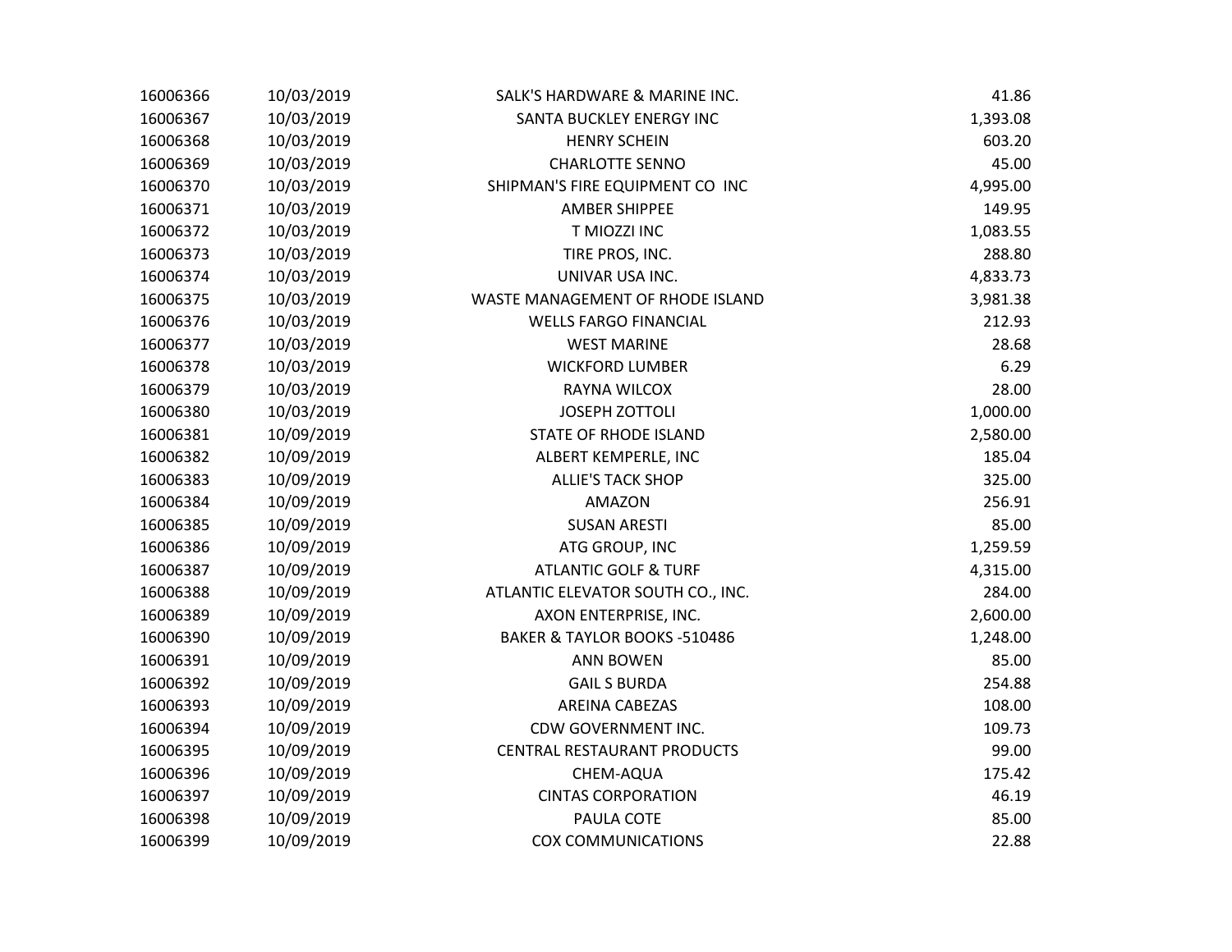| | | | |
|---|---|---|---|
| 16006366 | 10/03/2019 | SALK'S HARDWARE & MARINE INC. | 41.86 |
| 16006367 | 10/03/2019 | SANTA BUCKLEY ENERGY INC | 1,393.08 |
| 16006368 | 10/03/2019 | HENRY SCHEIN | 603.20 |
| 16006369 | 10/03/2019 | CHARLOTTE SENNO | 45.00 |
| 16006370 | 10/03/2019 | SHIPMAN'S FIRE EQUIPMENT CO INC | 4,995.00 |
| 16006371 | 10/03/2019 | AMBER SHIPPEE | 149.95 |
| 16006372 | 10/03/2019 | T MIOZZI INC | 1,083.55 |
| 16006373 | 10/03/2019 | TIRE PROS, INC. | 288.80 |
| 16006374 | 10/03/2019 | UNIVAR USA INC. | 4,833.73 |
| 16006375 | 10/03/2019 | WASTE MANAGEMENT OF RHODE ISLAND | 3,981.38 |
| 16006376 | 10/03/2019 | WELLS FARGO FINANCIAL | 212.93 |
| 16006377 | 10/03/2019 | WEST MARINE | 28.68 |
| 16006378 | 10/03/2019 | WICKFORD LUMBER | 6.29 |
| 16006379 | 10/03/2019 | RAYNA WILCOX | 28.00 |
| 16006380 | 10/03/2019 | JOSEPH ZOTTOLI | 1,000.00 |
| 16006381 | 10/09/2019 | STATE OF RHODE ISLAND | 2,580.00 |
| 16006382 | 10/09/2019 | ALBERT KEMPERLE, INC | 185.04 |
| 16006383 | 10/09/2019 | ALLIE'S TACK SHOP | 325.00 |
| 16006384 | 10/09/2019 | AMAZON | 256.91 |
| 16006385 | 10/09/2019 | SUSAN ARESTI | 85.00 |
| 16006386 | 10/09/2019 | ATG GROUP, INC | 1,259.59 |
| 16006387 | 10/09/2019 | ATLANTIC GOLF & TURF | 4,315.00 |
| 16006388 | 10/09/2019 | ATLANTIC ELEVATOR SOUTH CO., INC. | 284.00 |
| 16006389 | 10/09/2019 | AXON ENTERPRISE, INC. | 2,600.00 |
| 16006390 | 10/09/2019 | BAKER & TAYLOR BOOKS -510486 | 1,248.00 |
| 16006391 | 10/09/2019 | ANN BOWEN | 85.00 |
| 16006392 | 10/09/2019 | GAIL S BURDA | 254.88 |
| 16006393 | 10/09/2019 | AREINA CABEZAS | 108.00 |
| 16006394 | 10/09/2019 | CDW GOVERNMENT INC. | 109.73 |
| 16006395 | 10/09/2019 | CENTRAL RESTAURANT PRODUCTS | 99.00 |
| 16006396 | 10/09/2019 | CHEM-AQUA | 175.42 |
| 16006397 | 10/09/2019 | CINTAS CORPORATION | 46.19 |
| 16006398 | 10/09/2019 | PAULA COTE | 85.00 |
| 16006399 | 10/09/2019 | COX COMMUNICATIONS | 22.88 |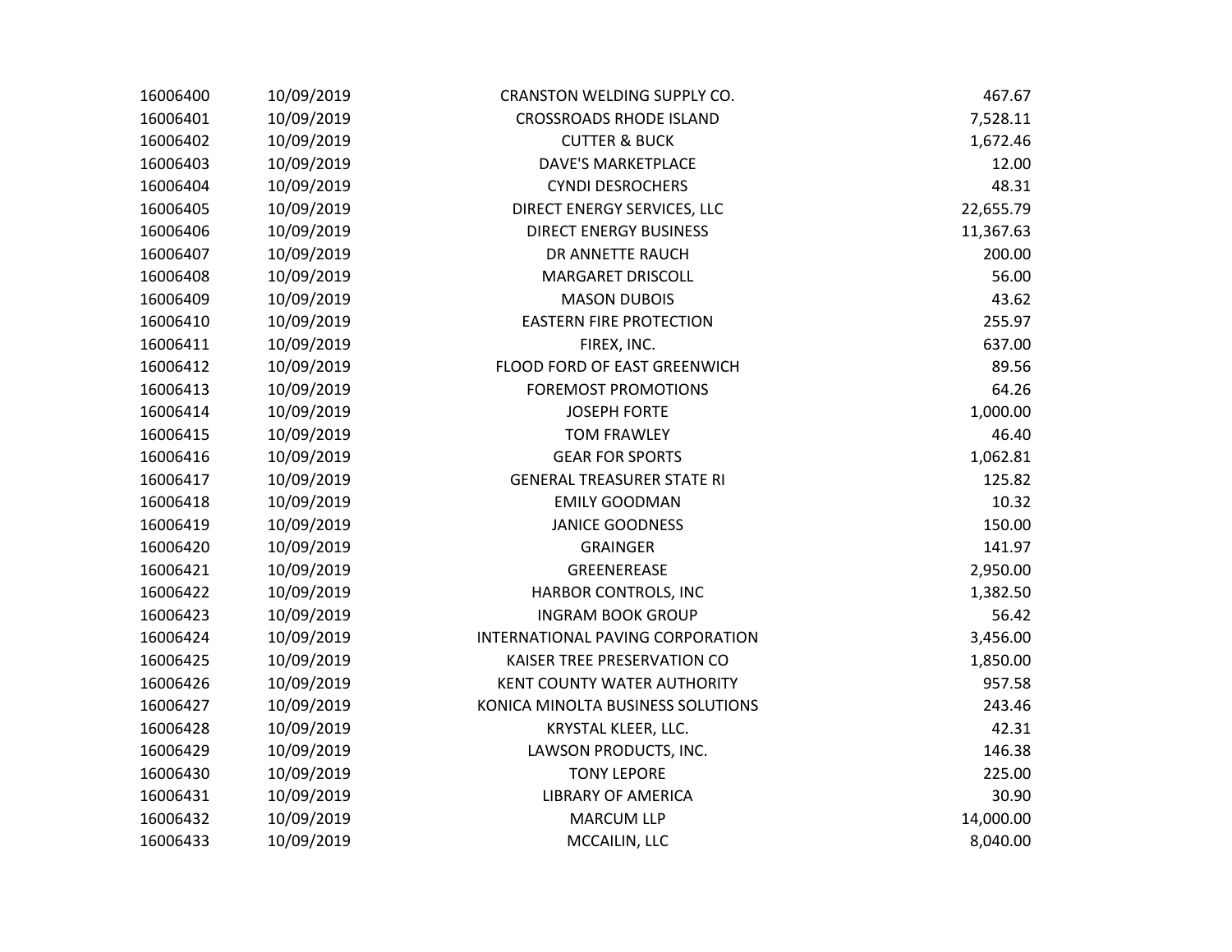| | | | |
|---|---|---|---|
| 16006400 | 10/09/2019 | CRANSTON WELDING SUPPLY CO. | 467.67 |
| 16006401 | 10/09/2019 | CROSSROADS RHODE ISLAND | 7,528.11 |
| 16006402 | 10/09/2019 | CUTTER & BUCK | 1,672.46 |
| 16006403 | 10/09/2019 | DAVE'S MARKETPLACE | 12.00 |
| 16006404 | 10/09/2019 | CYNDI DESROCHERS | 48.31 |
| 16006405 | 10/09/2019 | DIRECT ENERGY SERVICES, LLC | 22,655.79 |
| 16006406 | 10/09/2019 | DIRECT ENERGY BUSINESS | 11,367.63 |
| 16006407 | 10/09/2019 | DR ANNETTE RAUCH | 200.00 |
| 16006408 | 10/09/2019 | MARGARET DRISCOLL | 56.00 |
| 16006409 | 10/09/2019 | MASON DUBOIS | 43.62 |
| 16006410 | 10/09/2019 | EASTERN FIRE PROTECTION | 255.97 |
| 16006411 | 10/09/2019 | FIREX, INC. | 637.00 |
| 16006412 | 10/09/2019 | FLOOD FORD OF EAST GREENWICH | 89.56 |
| 16006413 | 10/09/2019 | FOREMOST PROMOTIONS | 64.26 |
| 16006414 | 10/09/2019 | JOSEPH FORTE | 1,000.00 |
| 16006415 | 10/09/2019 | TOM FRAWLEY | 46.40 |
| 16006416 | 10/09/2019 | GEAR FOR SPORTS | 1,062.81 |
| 16006417 | 10/09/2019 | GENERAL TREASURER STATE RI | 125.82 |
| 16006418 | 10/09/2019 | EMILY GOODMAN | 10.32 |
| 16006419 | 10/09/2019 | JANICE GOODNESS | 150.00 |
| 16006420 | 10/09/2019 | GRAINGER | 141.97 |
| 16006421 | 10/09/2019 | GREENEREASE | 2,950.00 |
| 16006422 | 10/09/2019 | HARBOR CONTROLS, INC | 1,382.50 |
| 16006423 | 10/09/2019 | INGRAM BOOK GROUP | 56.42 |
| 16006424 | 10/09/2019 | INTERNATIONAL PAVING CORPORATION | 3,456.00 |
| 16006425 | 10/09/2019 | KAISER TREE PRESERVATION CO | 1,850.00 |
| 16006426 | 10/09/2019 | KENT COUNTY WATER AUTHORITY | 957.58 |
| 16006427 | 10/09/2019 | KONICA MINOLTA BUSINESS SOLUTIONS | 243.46 |
| 16006428 | 10/09/2019 | KRYSTAL KLEER, LLC. | 42.31 |
| 16006429 | 10/09/2019 | LAWSON PRODUCTS, INC. | 146.38 |
| 16006430 | 10/09/2019 | TONY LEPORE | 225.00 |
| 16006431 | 10/09/2019 | LIBRARY OF AMERICA | 30.90 |
| 16006432 | 10/09/2019 | MARCUM LLP | 14,000.00 |
| 16006433 | 10/09/2019 | MCCAILIN, LLC | 8,040.00 |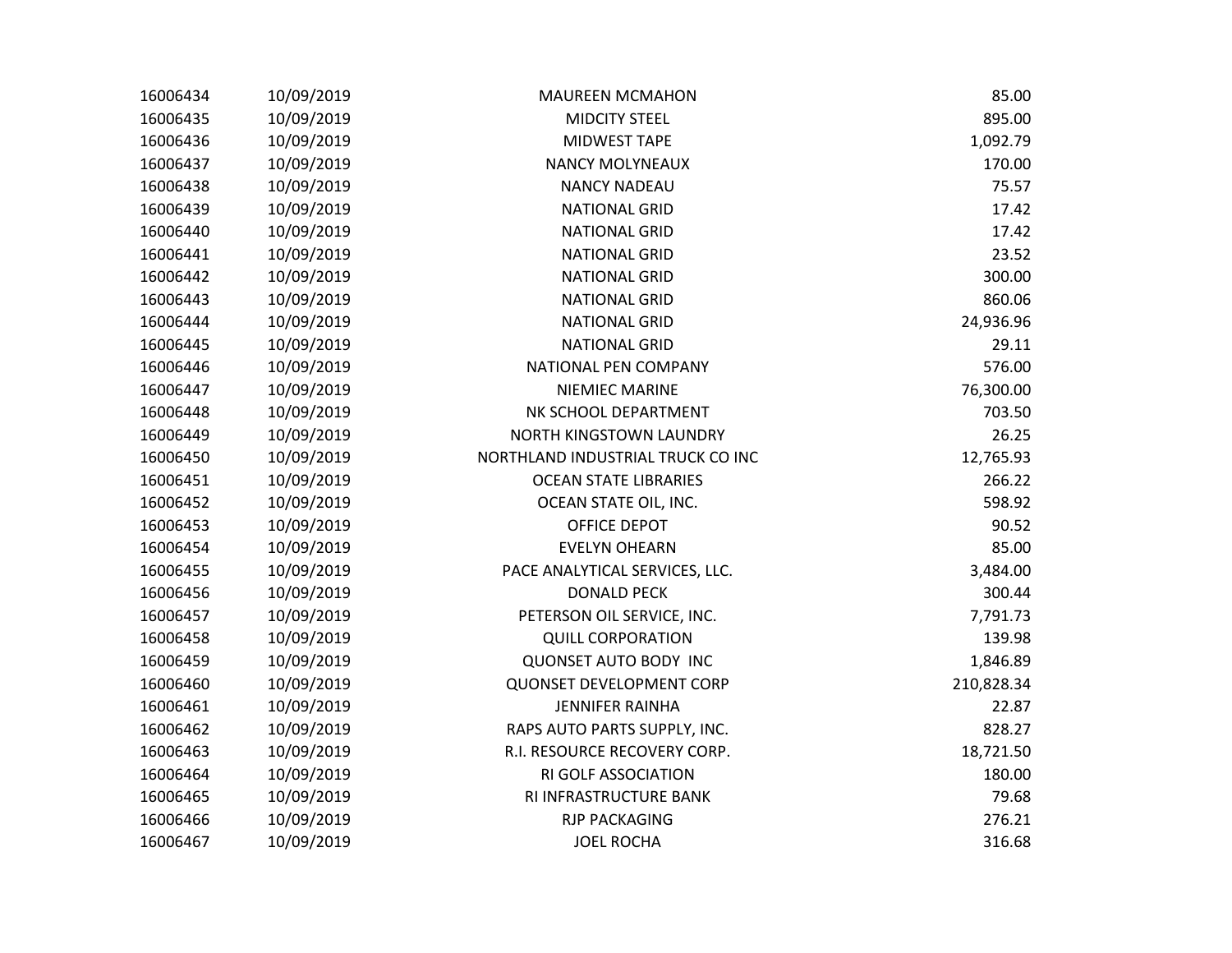| | | | |
|---|---|---|---|
| 16006434 | 10/09/2019 | MAUREEN MCMAHON | 85.00 |
| 16006435 | 10/09/2019 | MIDCITY STEEL | 895.00 |
| 16006436 | 10/09/2019 | MIDWEST TAPE | 1,092.79 |
| 16006437 | 10/09/2019 | NANCY MOLYNEAUX | 170.00 |
| 16006438 | 10/09/2019 | NANCY NADEAU | 75.57 |
| 16006439 | 10/09/2019 | NATIONAL GRID | 17.42 |
| 16006440 | 10/09/2019 | NATIONAL GRID | 17.42 |
| 16006441 | 10/09/2019 | NATIONAL GRID | 23.52 |
| 16006442 | 10/09/2019 | NATIONAL GRID | 300.00 |
| 16006443 | 10/09/2019 | NATIONAL GRID | 860.06 |
| 16006444 | 10/09/2019 | NATIONAL GRID | 24,936.96 |
| 16006445 | 10/09/2019 | NATIONAL GRID | 29.11 |
| 16006446 | 10/09/2019 | NATIONAL PEN COMPANY | 576.00 |
| 16006447 | 10/09/2019 | NIEMIEC MARINE | 76,300.00 |
| 16006448 | 10/09/2019 | NK SCHOOL DEPARTMENT | 703.50 |
| 16006449 | 10/09/2019 | NORTH KINGSTOWN LAUNDRY | 26.25 |
| 16006450 | 10/09/2019 | NORTHLAND INDUSTRIAL TRUCK CO INC | 12,765.93 |
| 16006451 | 10/09/2019 | OCEAN STATE LIBRARIES | 266.22 |
| 16006452 | 10/09/2019 | OCEAN STATE OIL, INC. | 598.92 |
| 16006453 | 10/09/2019 | OFFICE DEPOT | 90.52 |
| 16006454 | 10/09/2019 | EVELYN OHEARN | 85.00 |
| 16006455 | 10/09/2019 | PACE ANALYTICAL SERVICES, LLC. | 3,484.00 |
| 16006456 | 10/09/2019 | DONALD PECK | 300.44 |
| 16006457 | 10/09/2019 | PETERSON OIL SERVICE, INC. | 7,791.73 |
| 16006458 | 10/09/2019 | QUILL CORPORATION | 139.98 |
| 16006459 | 10/09/2019 | QUONSET AUTO BODY INC | 1,846.89 |
| 16006460 | 10/09/2019 | QUONSET DEVELOPMENT CORP | 210,828.34 |
| 16006461 | 10/09/2019 | JENNIFER RAINHA | 22.87 |
| 16006462 | 10/09/2019 | RAPS AUTO PARTS SUPPLY, INC. | 828.27 |
| 16006463 | 10/09/2019 | R.I. RESOURCE RECOVERY CORP. | 18,721.50 |
| 16006464 | 10/09/2019 | RI GOLF ASSOCIATION | 180.00 |
| 16006465 | 10/09/2019 | RI INFRASTRUCTURE BANK | 79.68 |
| 16006466 | 10/09/2019 | RJP PACKAGING | 276.21 |
| 16006467 | 10/09/2019 | JOEL ROCHA | 316.68 |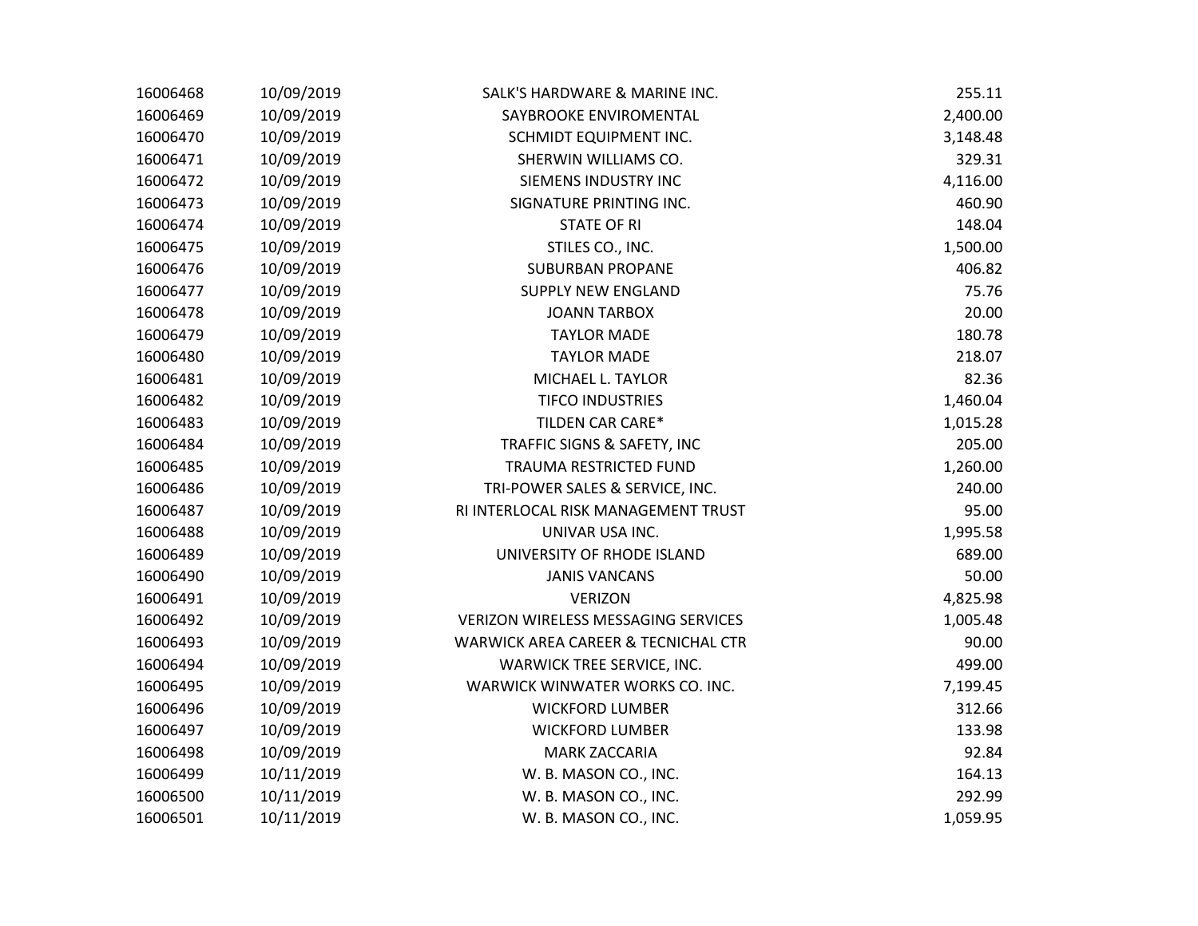| | | | |
|---|---|---|---|
| 16006468 | 10/09/2019 | SALK'S HARDWARE & MARINE INC. | 255.11 |
| 16006469 | 10/09/2019 | SAYBROOKE ENVIROMENTAL | 2,400.00 |
| 16006470 | 10/09/2019 | SCHMIDT EQUIPMENT INC. | 3,148.48 |
| 16006471 | 10/09/2019 | SHERWIN WILLIAMS CO. | 329.31 |
| 16006472 | 10/09/2019 | SIEMENS INDUSTRY INC | 4,116.00 |
| 16006473 | 10/09/2019 | SIGNATURE PRINTING INC. | 460.90 |
| 16006474 | 10/09/2019 | STATE OF RI | 148.04 |
| 16006475 | 10/09/2019 | STILES CO., INC. | 1,500.00 |
| 16006476 | 10/09/2019 | SUBURBAN PROPANE | 406.82 |
| 16006477 | 10/09/2019 | SUPPLY NEW ENGLAND | 75.76 |
| 16006478 | 10/09/2019 | JOANN TARBOX | 20.00 |
| 16006479 | 10/09/2019 | TAYLOR MADE | 180.78 |
| 16006480 | 10/09/2019 | TAYLOR MADE | 218.07 |
| 16006481 | 10/09/2019 | MICHAEL L. TAYLOR | 82.36 |
| 16006482 | 10/09/2019 | TIFCO INDUSTRIES | 1,460.04 |
| 16006483 | 10/09/2019 | TILDEN CAR CARE* | 1,015.28 |
| 16006484 | 10/09/2019 | TRAFFIC SIGNS & SAFETY, INC | 205.00 |
| 16006485 | 10/09/2019 | TRAUMA RESTRICTED FUND | 1,260.00 |
| 16006486 | 10/09/2019 | TRI-POWER SALES & SERVICE, INC. | 240.00 |
| 16006487 | 10/09/2019 | RI INTERLOCAL RISK MANAGEMENT TRUST | 95.00 |
| 16006488 | 10/09/2019 | UNIVAR USA INC. | 1,995.58 |
| 16006489 | 10/09/2019 | UNIVERSITY OF RHODE ISLAND | 689.00 |
| 16006490 | 10/09/2019 | JANIS VANCANS | 50.00 |
| 16006491 | 10/09/2019 | VERIZON | 4,825.98 |
| 16006492 | 10/09/2019 | VERIZON WIRELESS MESSAGING SERVICES | 1,005.48 |
| 16006493 | 10/09/2019 | WARWICK AREA CAREER & TECNICHAL CTR | 90.00 |
| 16006494 | 10/09/2019 | WARWICK TREE SERVICE, INC. | 499.00 |
| 16006495 | 10/09/2019 | WARWICK WINWATER WORKS CO. INC. | 7,199.45 |
| 16006496 | 10/09/2019 | WICKFORD LUMBER | 312.66 |
| 16006497 | 10/09/2019 | WICKFORD LUMBER | 133.98 |
| 16006498 | 10/09/2019 | MARK ZACCARIA | 92.84 |
| 16006499 | 10/11/2019 | W. B. MASON CO., INC. | 164.13 |
| 16006500 | 10/11/2019 | W. B. MASON CO., INC. | 292.99 |
| 16006501 | 10/11/2019 | W. B. MASON CO., INC. | 1,059.95 |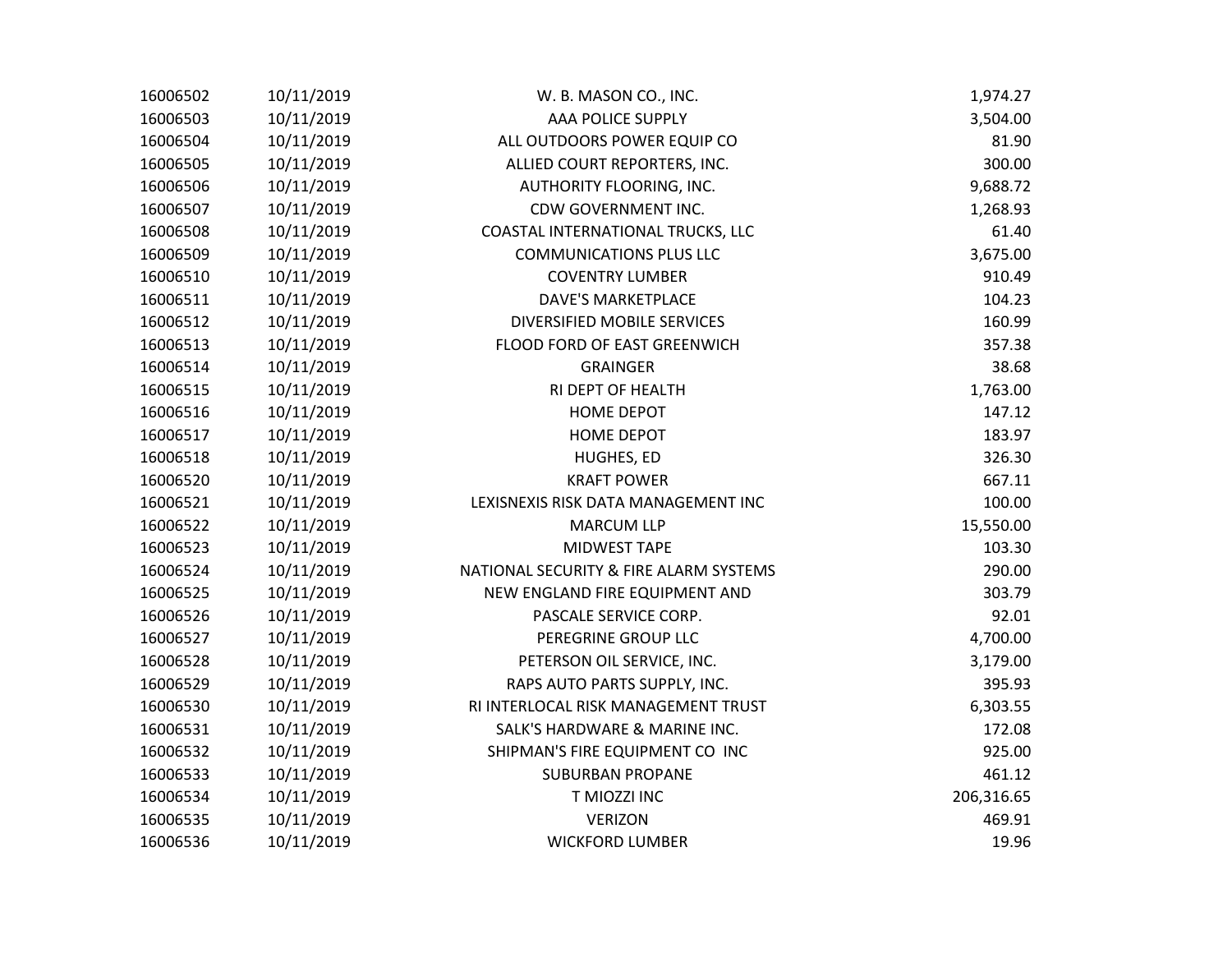| | | | |
|---|---|---|---|
| 16006502 | 10/11/2019 | W. B. MASON CO., INC. | 1,974.27 |
| 16006503 | 10/11/2019 | AAA POLICE SUPPLY | 3,504.00 |
| 16006504 | 10/11/2019 | ALL OUTDOORS POWER EQUIP CO | 81.90 |
| 16006505 | 10/11/2019 | ALLIED COURT REPORTERS, INC. | 300.00 |
| 16006506 | 10/11/2019 | AUTHORITY FLOORING, INC. | 9,688.72 |
| 16006507 | 10/11/2019 | CDW GOVERNMENT INC. | 1,268.93 |
| 16006508 | 10/11/2019 | COASTAL INTERNATIONAL TRUCKS, LLC | 61.40 |
| 16006509 | 10/11/2019 | COMMUNICATIONS PLUS LLC | 3,675.00 |
| 16006510 | 10/11/2019 | COVENTRY LUMBER | 910.49 |
| 16006511 | 10/11/2019 | DAVE'S MARKETPLACE | 104.23 |
| 16006512 | 10/11/2019 | DIVERSIFIED MOBILE SERVICES | 160.99 |
| 16006513 | 10/11/2019 | FLOOD FORD OF EAST GREENWICH | 357.38 |
| 16006514 | 10/11/2019 | GRAINGER | 38.68 |
| 16006515 | 10/11/2019 | RI DEPT OF HEALTH | 1,763.00 |
| 16006516 | 10/11/2019 | HOME DEPOT | 147.12 |
| 16006517 | 10/11/2019 | HOME DEPOT | 183.97 |
| 16006518 | 10/11/2019 | HUGHES, ED | 326.30 |
| 16006520 | 10/11/2019 | KRAFT POWER | 667.11 |
| 16006521 | 10/11/2019 | LEXISNEXIS RISK DATA MANAGEMENT INC | 100.00 |
| 16006522 | 10/11/2019 | MARCUM LLP | 15,550.00 |
| 16006523 | 10/11/2019 | MIDWEST TAPE | 103.30 |
| 16006524 | 10/11/2019 | NATIONAL SECURITY & FIRE ALARM SYSTEMS | 290.00 |
| 16006525 | 10/11/2019 | NEW ENGLAND FIRE EQUIPMENT AND | 303.79 |
| 16006526 | 10/11/2019 | PASCALE SERVICE CORP. | 92.01 |
| 16006527 | 10/11/2019 | PEREGRINE GROUP LLC | 4,700.00 |
| 16006528 | 10/11/2019 | PETERSON OIL SERVICE, INC. | 3,179.00 |
| 16006529 | 10/11/2019 | RAPS AUTO PARTS SUPPLY, INC. | 395.93 |
| 16006530 | 10/11/2019 | RI INTERLOCAL RISK MANAGEMENT TRUST | 6,303.55 |
| 16006531 | 10/11/2019 | SALK'S HARDWARE & MARINE INC. | 172.08 |
| 16006532 | 10/11/2019 | SHIPMAN'S FIRE EQUIPMENT CO INC | 925.00 |
| 16006533 | 10/11/2019 | SUBURBAN PROPANE | 461.12 |
| 16006534 | 10/11/2019 | T MIOZZI INC | 206,316.65 |
| 16006535 | 10/11/2019 | VERIZON | 469.91 |
| 16006536 | 10/11/2019 | WICKFORD LUMBER | 19.96 |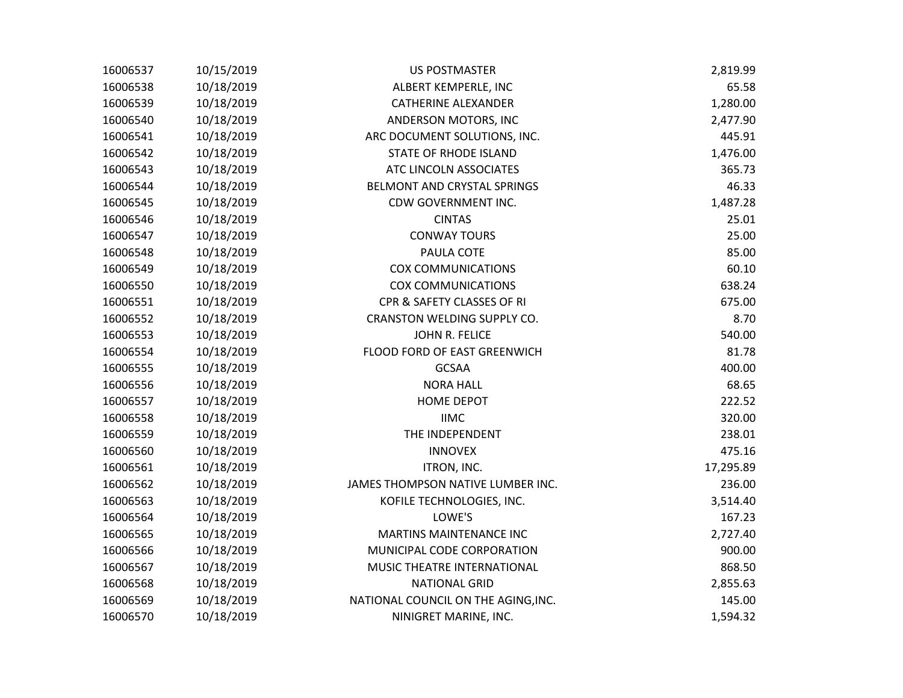| | | | |
|---|---|---|---|
| 16006537 | 10/15/2019 | US POSTMASTER | 2,819.99 |
| 16006538 | 10/18/2019 | ALBERT KEMPERLE, INC | 65.58 |
| 16006539 | 10/18/2019 | CATHERINE ALEXANDER | 1,280.00 |
| 16006540 | 10/18/2019 | ANDERSON MOTORS, INC | 2,477.90 |
| 16006541 | 10/18/2019 | ARC DOCUMENT SOLUTIONS, INC. | 445.91 |
| 16006542 | 10/18/2019 | STATE OF RHODE ISLAND | 1,476.00 |
| 16006543 | 10/18/2019 | ATC LINCOLN ASSOCIATES | 365.73 |
| 16006544 | 10/18/2019 | BELMONT AND CRYSTAL SPRINGS | 46.33 |
| 16006545 | 10/18/2019 | CDW GOVERNMENT INC. | 1,487.28 |
| 16006546 | 10/18/2019 | CINTAS | 25.01 |
| 16006547 | 10/18/2019 | CONWAY TOURS | 25.00 |
| 16006548 | 10/18/2019 | PAULA COTE | 85.00 |
| 16006549 | 10/18/2019 | COX COMMUNICATIONS | 60.10 |
| 16006550 | 10/18/2019 | COX COMMUNICATIONS | 638.24 |
| 16006551 | 10/18/2019 | CPR & SAFETY CLASSES OF RI | 675.00 |
| 16006552 | 10/18/2019 | CRANSTON WELDING SUPPLY CO. | 8.70 |
| 16006553 | 10/18/2019 | JOHN R. FELICE | 540.00 |
| 16006554 | 10/18/2019 | FLOOD FORD OF EAST GREENWICH | 81.78 |
| 16006555 | 10/18/2019 | GCSAA | 400.00 |
| 16006556 | 10/18/2019 | NORA HALL | 68.65 |
| 16006557 | 10/18/2019 | HOME DEPOT | 222.52 |
| 16006558 | 10/18/2019 | IIMC | 320.00 |
| 16006559 | 10/18/2019 | THE INDEPENDENT | 238.01 |
| 16006560 | 10/18/2019 | INNOVEX | 475.16 |
| 16006561 | 10/18/2019 | ITRON, INC. | 17,295.89 |
| 16006562 | 10/18/2019 | JAMES THOMPSON NATIVE LUMBER INC. | 236.00 |
| 16006563 | 10/18/2019 | KOFILE TECHNOLOGIES, INC. | 3,514.40 |
| 16006564 | 10/18/2019 | LOWE'S | 167.23 |
| 16006565 | 10/18/2019 | MARTINS MAINTENANCE INC | 2,727.40 |
| 16006566 | 10/18/2019 | MUNICIPAL CODE CORPORATION | 900.00 |
| 16006567 | 10/18/2019 | MUSIC THEATRE INTERNATIONAL | 868.50 |
| 16006568 | 10/18/2019 | NATIONAL GRID | 2,855.63 |
| 16006569 | 10/18/2019 | NATIONAL COUNCIL ON THE AGING,INC. | 145.00 |
| 16006570 | 10/18/2019 | NINIGRET MARINE, INC. | 1,594.32 |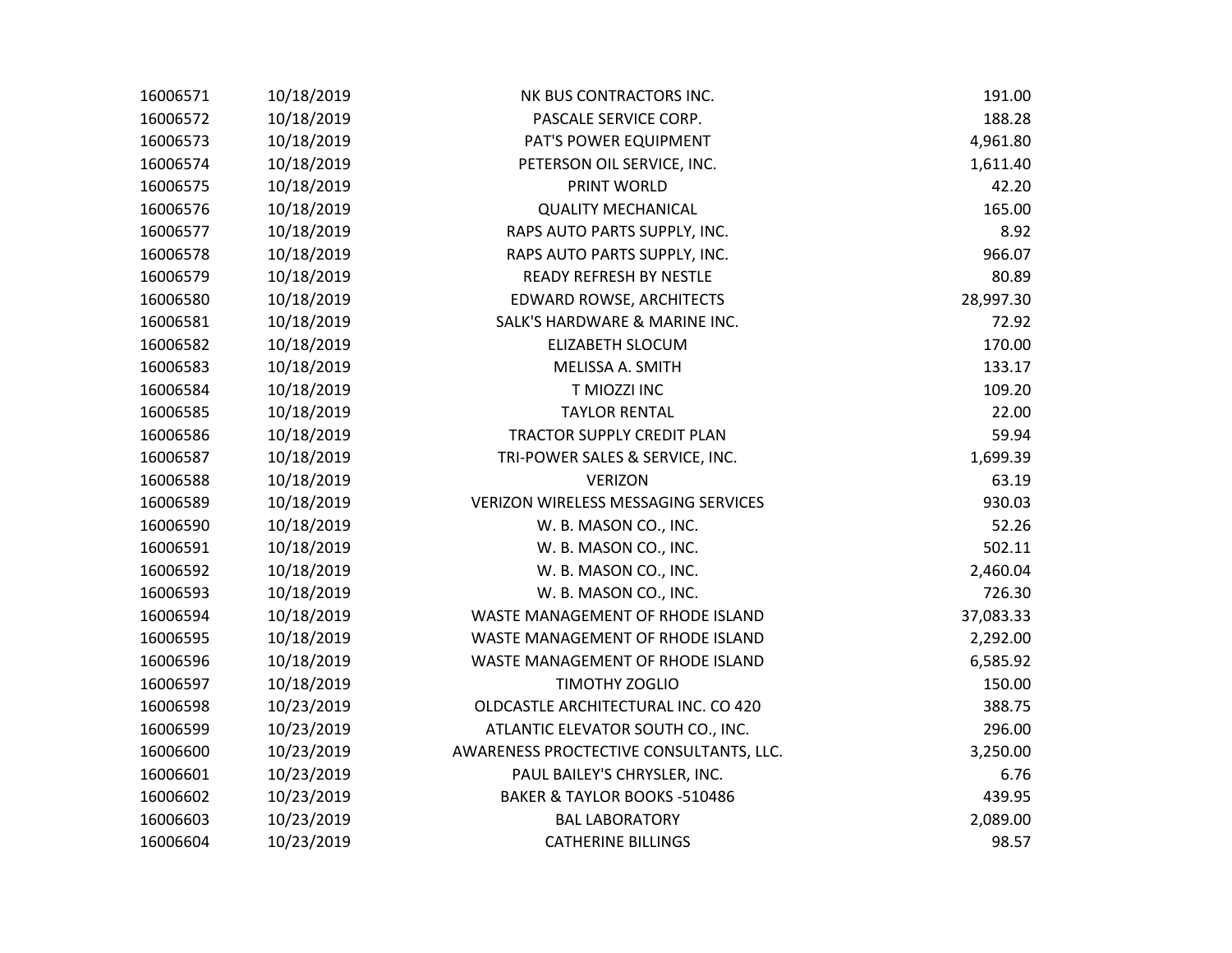| | | | |
|---|---|---|---|
| 16006571 | 10/18/2019 | NK BUS CONTRACTORS INC. | 191.00 |
| 16006572 | 10/18/2019 | PASCALE SERVICE CORP. | 188.28 |
| 16006573 | 10/18/2019 | PAT'S POWER EQUIPMENT | 4,961.80 |
| 16006574 | 10/18/2019 | PETERSON OIL SERVICE, INC. | 1,611.40 |
| 16006575 | 10/18/2019 | PRINT WORLD | 42.20 |
| 16006576 | 10/18/2019 | QUALITY MECHANICAL | 165.00 |
| 16006577 | 10/18/2019 | RAPS AUTO PARTS SUPPLY, INC. | 8.92 |
| 16006578 | 10/18/2019 | RAPS AUTO PARTS SUPPLY, INC. | 966.07 |
| 16006579 | 10/18/2019 | READY REFRESH BY NESTLE | 80.89 |
| 16006580 | 10/18/2019 | EDWARD ROWSE, ARCHITECTS | 28,997.30 |
| 16006581 | 10/18/2019 | SALK'S HARDWARE & MARINE INC. | 72.92 |
| 16006582 | 10/18/2019 | ELIZABETH SLOCUM | 170.00 |
| 16006583 | 10/18/2019 | MELISSA A. SMITH | 133.17 |
| 16006584 | 10/18/2019 | T MIOZZI INC | 109.20 |
| 16006585 | 10/18/2019 | TAYLOR RENTAL | 22.00 |
| 16006586 | 10/18/2019 | TRACTOR SUPPLY CREDIT PLAN | 59.94 |
| 16006587 | 10/18/2019 | TRI-POWER SALES & SERVICE, INC. | 1,699.39 |
| 16006588 | 10/18/2019 | VERIZON | 63.19 |
| 16006589 | 10/18/2019 | VERIZON WIRELESS MESSAGING SERVICES | 930.03 |
| 16006590 | 10/18/2019 | W. B. MASON CO., INC. | 52.26 |
| 16006591 | 10/18/2019 | W. B. MASON CO., INC. | 502.11 |
| 16006592 | 10/18/2019 | W. B. MASON CO., INC. | 2,460.04 |
| 16006593 | 10/18/2019 | W. B. MASON CO., INC. | 726.30 |
| 16006594 | 10/18/2019 | WASTE MANAGEMENT OF RHODE ISLAND | 37,083.33 |
| 16006595 | 10/18/2019 | WASTE MANAGEMENT OF RHODE ISLAND | 2,292.00 |
| 16006596 | 10/18/2019 | WASTE MANAGEMENT OF RHODE ISLAND | 6,585.92 |
| 16006597 | 10/18/2019 | TIMOTHY ZOGLIO | 150.00 |
| 16006598 | 10/23/2019 | OLDCASTLE ARCHITECTURAL INC. CO 420 | 388.75 |
| 16006599 | 10/23/2019 | ATLANTIC ELEVATOR SOUTH CO., INC. | 296.00 |
| 16006600 | 10/23/2019 | AWARENESS PROCTECTIVE CONSULTANTS, LLC. | 3,250.00 |
| 16006601 | 10/23/2019 | PAUL BAILEY'S CHRYSLER, INC. | 6.76 |
| 16006602 | 10/23/2019 | BAKER & TAYLOR BOOKS -510486 | 439.95 |
| 16006603 | 10/23/2019 | BAL LABORATORY | 2,089.00 |
| 16006604 | 10/23/2019 | CATHERINE BILLINGS | 98.57 |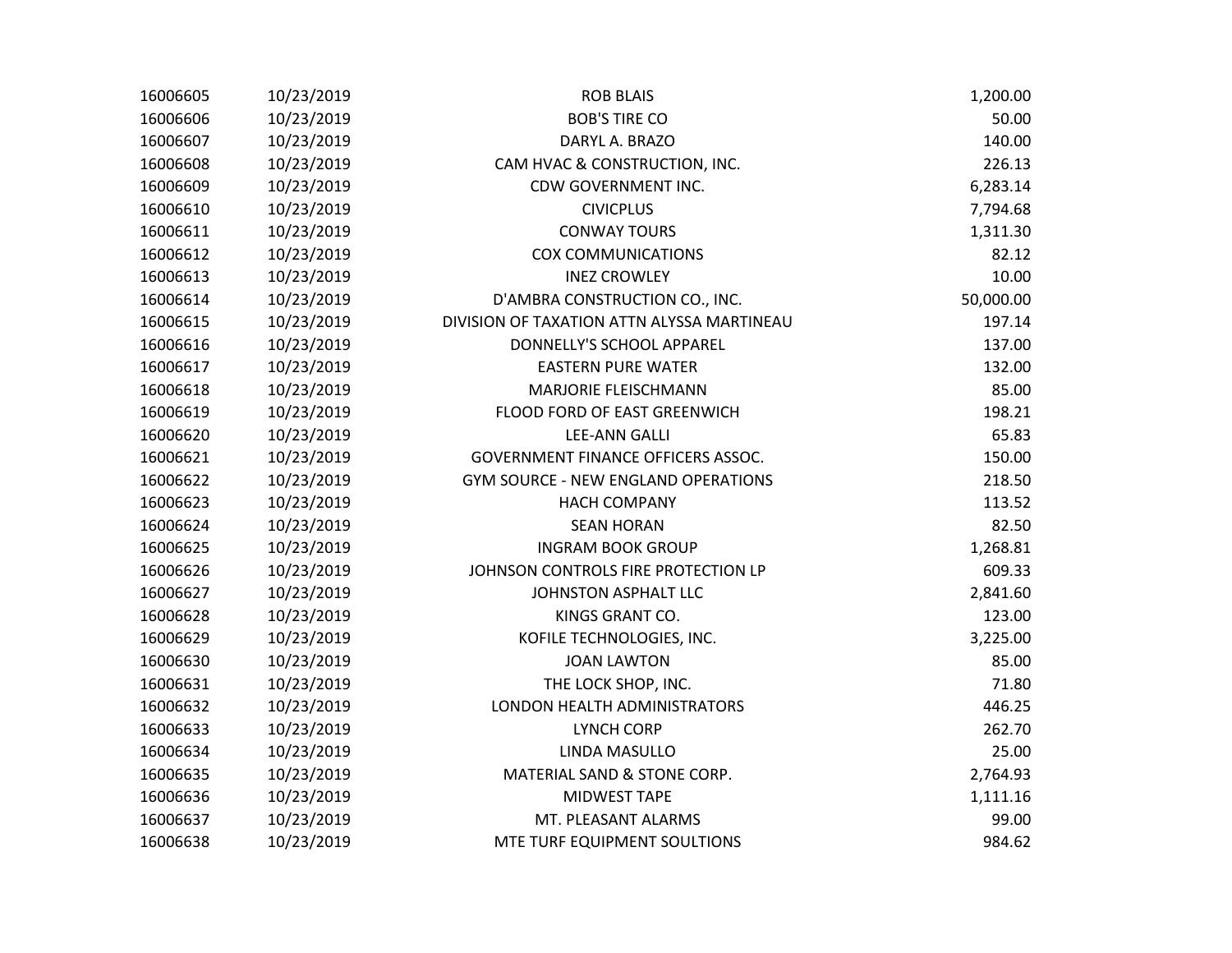| | | | |
|---|---|---|---|
| 16006605 | 10/23/2019 | ROB BLAIS | 1,200.00 |
| 16006606 | 10/23/2019 | BOB'S TIRE CO | 50.00 |
| 16006607 | 10/23/2019 | DARYL A. BRAZO | 140.00 |
| 16006608 | 10/23/2019 | CAM HVAC & CONSTRUCTION, INC. | 226.13 |
| 16006609 | 10/23/2019 | CDW GOVERNMENT INC. | 6,283.14 |
| 16006610 | 10/23/2019 | CIVICPLUS | 7,794.68 |
| 16006611 | 10/23/2019 | CONWAY TOURS | 1,311.30 |
| 16006612 | 10/23/2019 | COX COMMUNICATIONS | 82.12 |
| 16006613 | 10/23/2019 | INEZ CROWLEY | 10.00 |
| 16006614 | 10/23/2019 | D'AMBRA CONSTRUCTION CO., INC. | 50,000.00 |
| 16006615 | 10/23/2019 | DIVISION OF TAXATION ATTN ALYSSA MARTINEAU | 197.14 |
| 16006616 | 10/23/2019 | DONNELLY'S SCHOOL APPAREL | 137.00 |
| 16006617 | 10/23/2019 | EASTERN PURE WATER | 132.00 |
| 16006618 | 10/23/2019 | MARJORIE FLEISCHMANN | 85.00 |
| 16006619 | 10/23/2019 | FLOOD FORD OF EAST GREENWICH | 198.21 |
| 16006620 | 10/23/2019 | LEE-ANN GALLI | 65.83 |
| 16006621 | 10/23/2019 | GOVERNMENT FINANCE OFFICERS ASSOC. | 150.00 |
| 16006622 | 10/23/2019 | GYM SOURCE - NEW ENGLAND OPERATIONS | 218.50 |
| 16006623 | 10/23/2019 | HACH COMPANY | 113.52 |
| 16006624 | 10/23/2019 | SEAN HORAN | 82.50 |
| 16006625 | 10/23/2019 | INGRAM BOOK GROUP | 1,268.81 |
| 16006626 | 10/23/2019 | JOHNSON CONTROLS FIRE PROTECTION LP | 609.33 |
| 16006627 | 10/23/2019 | JOHNSTON ASPHALT LLC | 2,841.60 |
| 16006628 | 10/23/2019 | KINGS GRANT CO. | 123.00 |
| 16006629 | 10/23/2019 | KOFILE TECHNOLOGIES, INC. | 3,225.00 |
| 16006630 | 10/23/2019 | JOAN LAWTON | 85.00 |
| 16006631 | 10/23/2019 | THE LOCK SHOP, INC. | 71.80 |
| 16006632 | 10/23/2019 | LONDON HEALTH ADMINISTRATORS | 446.25 |
| 16006633 | 10/23/2019 | LYNCH CORP | 262.70 |
| 16006634 | 10/23/2019 | LINDA MASULLO | 25.00 |
| 16006635 | 10/23/2019 | MATERIAL SAND & STONE CORP. | 2,764.93 |
| 16006636 | 10/23/2019 | MIDWEST TAPE | 1,111.16 |
| 16006637 | 10/23/2019 | MT. PLEASANT ALARMS | 99.00 |
| 16006638 | 10/23/2019 | MTE TURF EQUIPMENT SOULTIONS | 984.62 |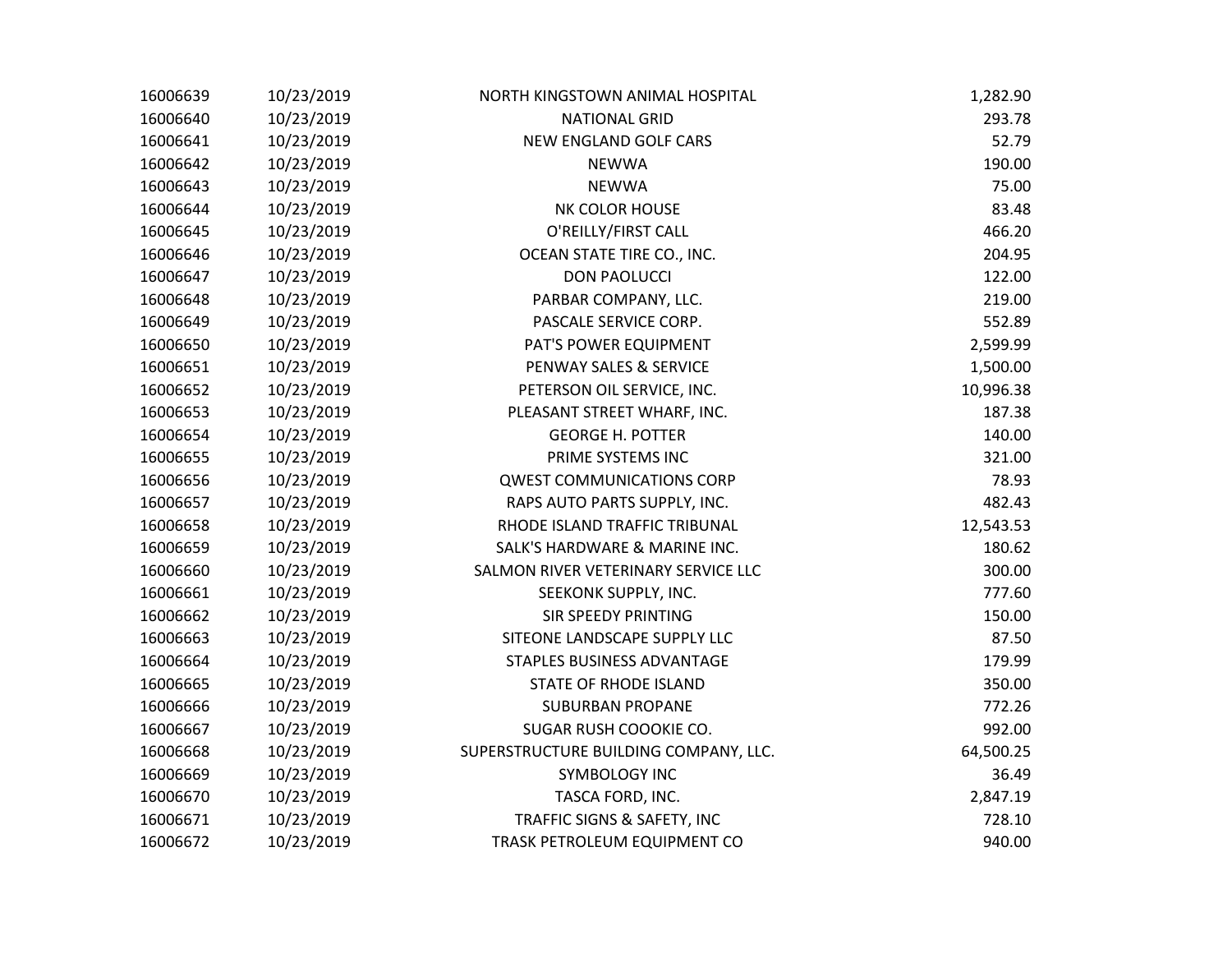| | | | |
|---|---|---|---|
| 16006639 | 10/23/2019 | NORTH KINGSTOWN ANIMAL HOSPITAL | 1,282.90 |
| 16006640 | 10/23/2019 | NATIONAL GRID | 293.78 |
| 16006641 | 10/23/2019 | NEW ENGLAND GOLF CARS | 52.79 |
| 16006642 | 10/23/2019 | NEWWA | 190.00 |
| 16006643 | 10/23/2019 | NEWWA | 75.00 |
| 16006644 | 10/23/2019 | NK COLOR HOUSE | 83.48 |
| 16006645 | 10/23/2019 | O'REILLY/FIRST CALL | 466.20 |
| 16006646 | 10/23/2019 | OCEAN STATE TIRE CO., INC. | 204.95 |
| 16006647 | 10/23/2019 | DON PAOLUCCI | 122.00 |
| 16006648 | 10/23/2019 | PARBAR COMPANY, LLC. | 219.00 |
| 16006649 | 10/23/2019 | PASCALE SERVICE CORP. | 552.89 |
| 16006650 | 10/23/2019 | PAT'S POWER EQUIPMENT | 2,599.99 |
| 16006651 | 10/23/2019 | PENWAY SALES & SERVICE | 1,500.00 |
| 16006652 | 10/23/2019 | PETERSON OIL SERVICE, INC. | 10,996.38 |
| 16006653 | 10/23/2019 | PLEASANT STREET WHARF, INC. | 187.38 |
| 16006654 | 10/23/2019 | GEORGE H. POTTER | 140.00 |
| 16006655 | 10/23/2019 | PRIME SYSTEMS INC | 321.00 |
| 16006656 | 10/23/2019 | QWEST COMMUNICATIONS CORP | 78.93 |
| 16006657 | 10/23/2019 | RAPS AUTO PARTS SUPPLY, INC. | 482.43 |
| 16006658 | 10/23/2019 | RHODE ISLAND TRAFFIC TRIBUNAL | 12,543.53 |
| 16006659 | 10/23/2019 | SALK'S HARDWARE & MARINE INC. | 180.62 |
| 16006660 | 10/23/2019 | SALMON RIVER VETERINARY SERVICE LLC | 300.00 |
| 16006661 | 10/23/2019 | SEEKONK SUPPLY, INC. | 777.60 |
| 16006662 | 10/23/2019 | SIR SPEEDY PRINTING | 150.00 |
| 16006663 | 10/23/2019 | SITEONE LANDSCAPE SUPPLY LLC | 87.50 |
| 16006664 | 10/23/2019 | STAPLES BUSINESS ADVANTAGE | 179.99 |
| 16006665 | 10/23/2019 | STATE OF RHODE ISLAND | 350.00 |
| 16006666 | 10/23/2019 | SUBURBAN PROPANE | 772.26 |
| 16006667 | 10/23/2019 | SUGAR RUSH COOOKIE CO. | 992.00 |
| 16006668 | 10/23/2019 | SUPERSTRUCTURE BUILDING COMPANY, LLC. | 64,500.25 |
| 16006669 | 10/23/2019 | SYMBOLOGY INC | 36.49 |
| 16006670 | 10/23/2019 | TASCA FORD, INC. | 2,847.19 |
| 16006671 | 10/23/2019 | TRAFFIC SIGNS & SAFETY, INC | 728.10 |
| 16006672 | 10/23/2019 | TRASK PETROLEUM EQUIPMENT CO | 940.00 |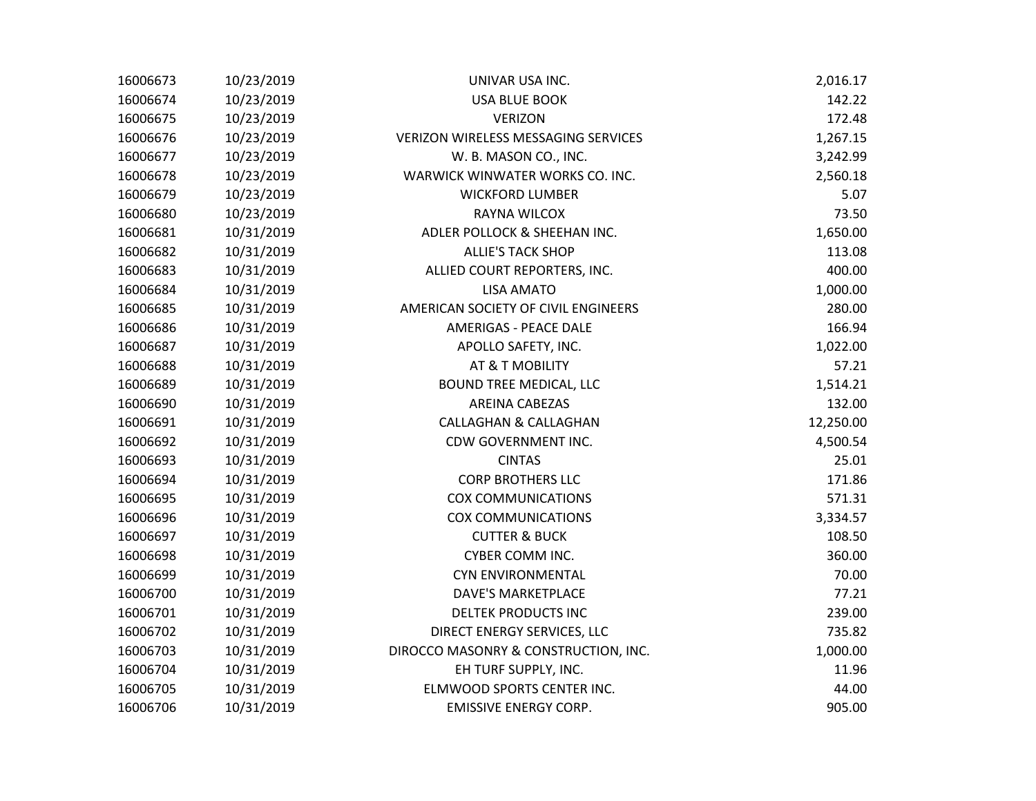| | | | |
|---|---|---|---|
| 16006673 | 10/23/2019 | UNIVAR USA INC. | 2,016.17 |
| 16006674 | 10/23/2019 | USA BLUE BOOK | 142.22 |
| 16006675 | 10/23/2019 | VERIZON | 172.48 |
| 16006676 | 10/23/2019 | VERIZON WIRELESS MESSAGING SERVICES | 1,267.15 |
| 16006677 | 10/23/2019 | W. B. MASON CO., INC. | 3,242.99 |
| 16006678 | 10/23/2019 | WARWICK WINWATER WORKS CO. INC. | 2,560.18 |
| 16006679 | 10/23/2019 | WICKFORD LUMBER | 5.07 |
| 16006680 | 10/23/2019 | RAYNA WILCOX | 73.50 |
| 16006681 | 10/31/2019 | ADLER POLLOCK & SHEEHAN INC. | 1,650.00 |
| 16006682 | 10/31/2019 | ALLIE'S TACK SHOP | 113.08 |
| 16006683 | 10/31/2019 | ALLIED COURT REPORTERS, INC. | 400.00 |
| 16006684 | 10/31/2019 | LISA AMATO | 1,000.00 |
| 16006685 | 10/31/2019 | AMERICAN SOCIETY OF CIVIL ENGINEERS | 280.00 |
| 16006686 | 10/31/2019 | AMERIGAS - PEACE DALE | 166.94 |
| 16006687 | 10/31/2019 | APOLLO SAFETY, INC. | 1,022.00 |
| 16006688 | 10/31/2019 | AT & T MOBILITY | 57.21 |
| 16006689 | 10/31/2019 | BOUND TREE MEDICAL, LLC | 1,514.21 |
| 16006690 | 10/31/2019 | AREINA CABEZAS | 132.00 |
| 16006691 | 10/31/2019 | CALLAGHAN & CALLAGHAN | 12,250.00 |
| 16006692 | 10/31/2019 | CDW GOVERNMENT INC. | 4,500.54 |
| 16006693 | 10/31/2019 | CINTAS | 25.01 |
| 16006694 | 10/31/2019 | CORP BROTHERS LLC | 171.86 |
| 16006695 | 10/31/2019 | COX COMMUNICATIONS | 571.31 |
| 16006696 | 10/31/2019 | COX COMMUNICATIONS | 3,334.57 |
| 16006697 | 10/31/2019 | CUTTER & BUCK | 108.50 |
| 16006698 | 10/31/2019 | CYBER COMM INC. | 360.00 |
| 16006699 | 10/31/2019 | CYN ENVIRONMENTAL | 70.00 |
| 16006700 | 10/31/2019 | DAVE'S MARKETPLACE | 77.21 |
| 16006701 | 10/31/2019 | DELTEK PRODUCTS INC | 239.00 |
| 16006702 | 10/31/2019 | DIRECT ENERGY SERVICES, LLC | 735.82 |
| 16006703 | 10/31/2019 | DIROCCO MASONRY & CONSTRUCTION, INC. | 1,000.00 |
| 16006704 | 10/31/2019 | EH TURF SUPPLY, INC. | 11.96 |
| 16006705 | 10/31/2019 | ELMWOOD SPORTS CENTER INC. | 44.00 |
| 16006706 | 10/31/2019 | EMISSIVE ENERGY CORP. | 905.00 |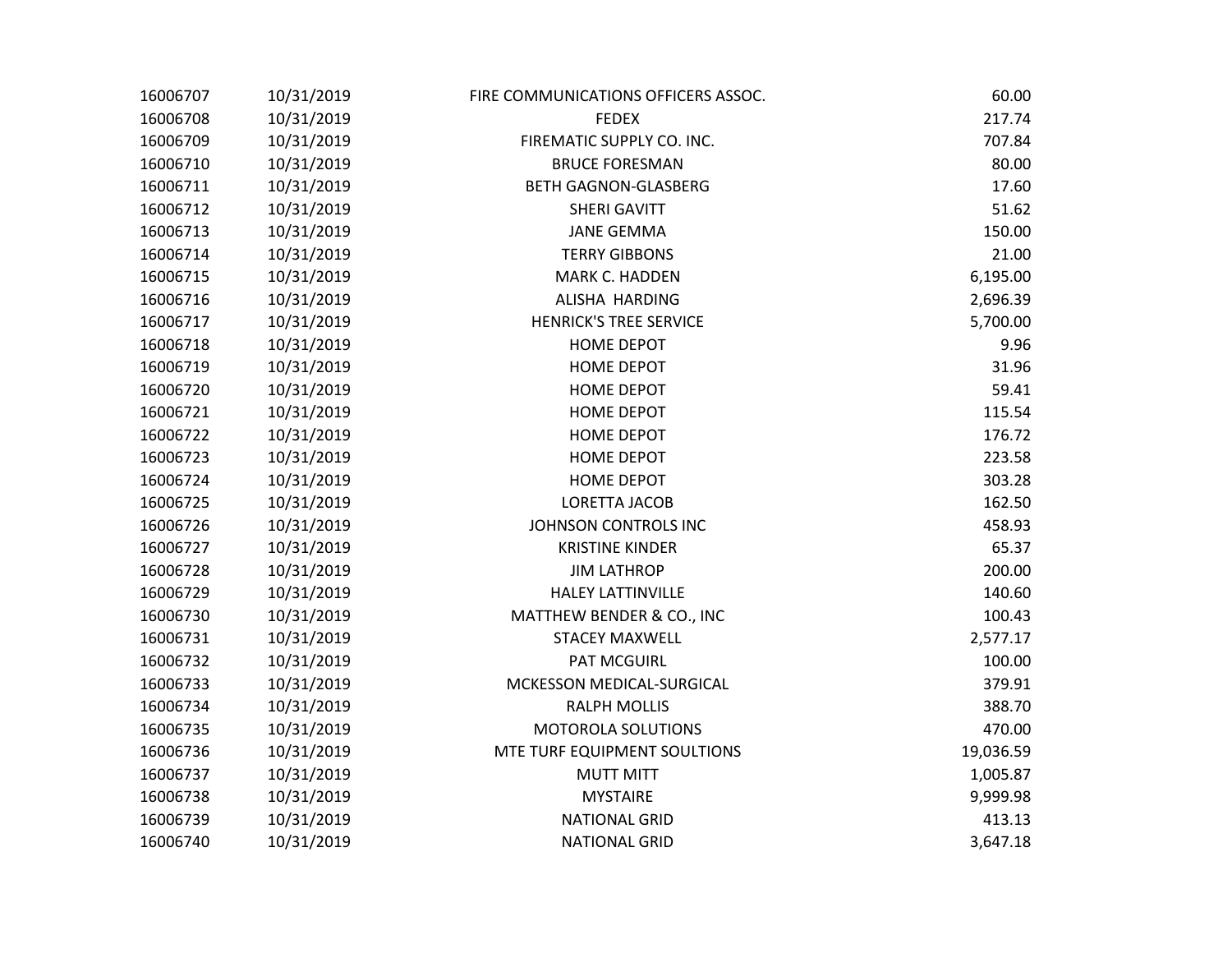| | | | |
|---|---|---|---|
| 16006707 | 10/31/2019 | FIRE COMMUNICATIONS OFFICERS ASSOC. | 60.00 |
| 16006708 | 10/31/2019 | FEDEX | 217.74 |
| 16006709 | 10/31/2019 | FIREMATIC SUPPLY CO. INC. | 707.84 |
| 16006710 | 10/31/2019 | BRUCE FORESMAN | 80.00 |
| 16006711 | 10/31/2019 | BETH GAGNON-GLASBERG | 17.60 |
| 16006712 | 10/31/2019 | SHERI GAVITT | 51.62 |
| 16006713 | 10/31/2019 | JANE GEMMA | 150.00 |
| 16006714 | 10/31/2019 | TERRY GIBBONS | 21.00 |
| 16006715 | 10/31/2019 | MARK C. HADDEN | 6,195.00 |
| 16006716 | 10/31/2019 | ALISHA HARDING | 2,696.39 |
| 16006717 | 10/31/2019 | HENRICK'S TREE SERVICE | 5,700.00 |
| 16006718 | 10/31/2019 | HOME DEPOT | 9.96 |
| 16006719 | 10/31/2019 | HOME DEPOT | 31.96 |
| 16006720 | 10/31/2019 | HOME DEPOT | 59.41 |
| 16006721 | 10/31/2019 | HOME DEPOT | 115.54 |
| 16006722 | 10/31/2019 | HOME DEPOT | 176.72 |
| 16006723 | 10/31/2019 | HOME DEPOT | 223.58 |
| 16006724 | 10/31/2019 | HOME DEPOT | 303.28 |
| 16006725 | 10/31/2019 | LORETTA JACOB | 162.50 |
| 16006726 | 10/31/2019 | JOHNSON CONTROLS INC | 458.93 |
| 16006727 | 10/31/2019 | KRISTINE KINDER | 65.37 |
| 16006728 | 10/31/2019 | JIM LATHROP | 200.00 |
| 16006729 | 10/31/2019 | HALEY LATTINVILLE | 140.60 |
| 16006730 | 10/31/2019 | MATTHEW BENDER & CO., INC | 100.43 |
| 16006731 | 10/31/2019 | STACEY MAXWELL | 2,577.17 |
| 16006732 | 10/31/2019 | PAT MCGUIRL | 100.00 |
| 16006733 | 10/31/2019 | MCKESSON MEDICAL-SURGICAL | 379.91 |
| 16006734 | 10/31/2019 | RALPH MOLLIS | 388.70 |
| 16006735 | 10/31/2019 | MOTOROLA SOLUTIONS | 470.00 |
| 16006736 | 10/31/2019 | MTE TURF EQUIPMENT SOULTIONS | 19,036.59 |
| 16006737 | 10/31/2019 | MUTT MITT | 1,005.87 |
| 16006738 | 10/31/2019 | MYSTAIRE | 9,999.98 |
| 16006739 | 10/31/2019 | NATIONAL GRID | 413.13 |
| 16006740 | 10/31/2019 | NATIONAL GRID | 3,647.18 |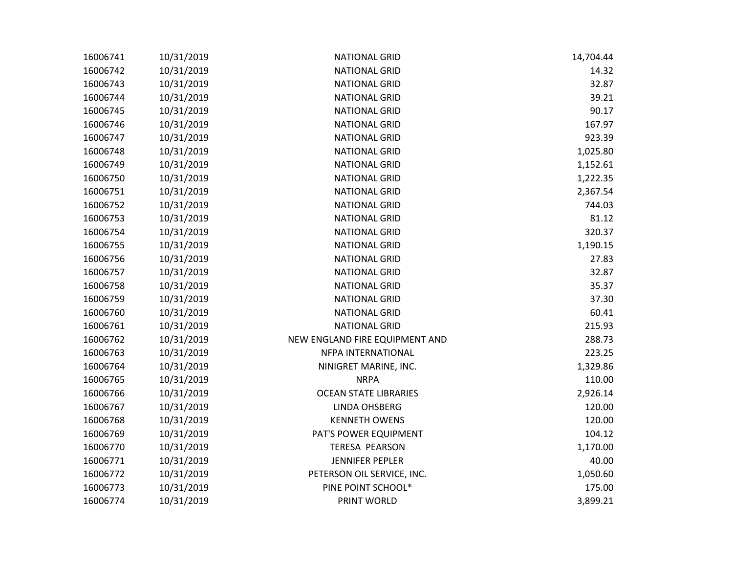| | | | |
|---|---|---|---|
| 16006741 | 10/31/2019 | NATIONAL GRID | 14,704.44 |
| 16006742 | 10/31/2019 | NATIONAL GRID | 14.32 |
| 16006743 | 10/31/2019 | NATIONAL GRID | 32.87 |
| 16006744 | 10/31/2019 | NATIONAL GRID | 39.21 |
| 16006745 | 10/31/2019 | NATIONAL GRID | 90.17 |
| 16006746 | 10/31/2019 | NATIONAL GRID | 167.97 |
| 16006747 | 10/31/2019 | NATIONAL GRID | 923.39 |
| 16006748 | 10/31/2019 | NATIONAL GRID | 1,025.80 |
| 16006749 | 10/31/2019 | NATIONAL GRID | 1,152.61 |
| 16006750 | 10/31/2019 | NATIONAL GRID | 1,222.35 |
| 16006751 | 10/31/2019 | NATIONAL GRID | 2,367.54 |
| 16006752 | 10/31/2019 | NATIONAL GRID | 744.03 |
| 16006753 | 10/31/2019 | NATIONAL GRID | 81.12 |
| 16006754 | 10/31/2019 | NATIONAL GRID | 320.37 |
| 16006755 | 10/31/2019 | NATIONAL GRID | 1,190.15 |
| 16006756 | 10/31/2019 | NATIONAL GRID | 27.83 |
| 16006757 | 10/31/2019 | NATIONAL GRID | 32.87 |
| 16006758 | 10/31/2019 | NATIONAL GRID | 35.37 |
| 16006759 | 10/31/2019 | NATIONAL GRID | 37.30 |
| 16006760 | 10/31/2019 | NATIONAL GRID | 60.41 |
| 16006761 | 10/31/2019 | NATIONAL GRID | 215.93 |
| 16006762 | 10/31/2019 | NEW ENGLAND FIRE EQUIPMENT AND | 288.73 |
| 16006763 | 10/31/2019 | NFPA INTERNATIONAL | 223.25 |
| 16006764 | 10/31/2019 | NINIGRET MARINE, INC. | 1,329.86 |
| 16006765 | 10/31/2019 | NRPA | 110.00 |
| 16006766 | 10/31/2019 | OCEAN STATE LIBRARIES | 2,926.14 |
| 16006767 | 10/31/2019 | LINDA OHSBERG | 120.00 |
| 16006768 | 10/31/2019 | KENNETH OWENS | 120.00 |
| 16006769 | 10/31/2019 | PAT'S POWER EQUIPMENT | 104.12 |
| 16006770 | 10/31/2019 | TERESA PEARSON | 1,170.00 |
| 16006771 | 10/31/2019 | JENNIFER PEPLER | 40.00 |
| 16006772 | 10/31/2019 | PETERSON OIL SERVICE, INC. | 1,050.60 |
| 16006773 | 10/31/2019 | PINE POINT SCHOOL* | 175.00 |
| 16006774 | 10/31/2019 | PRINT WORLD | 3,899.21 |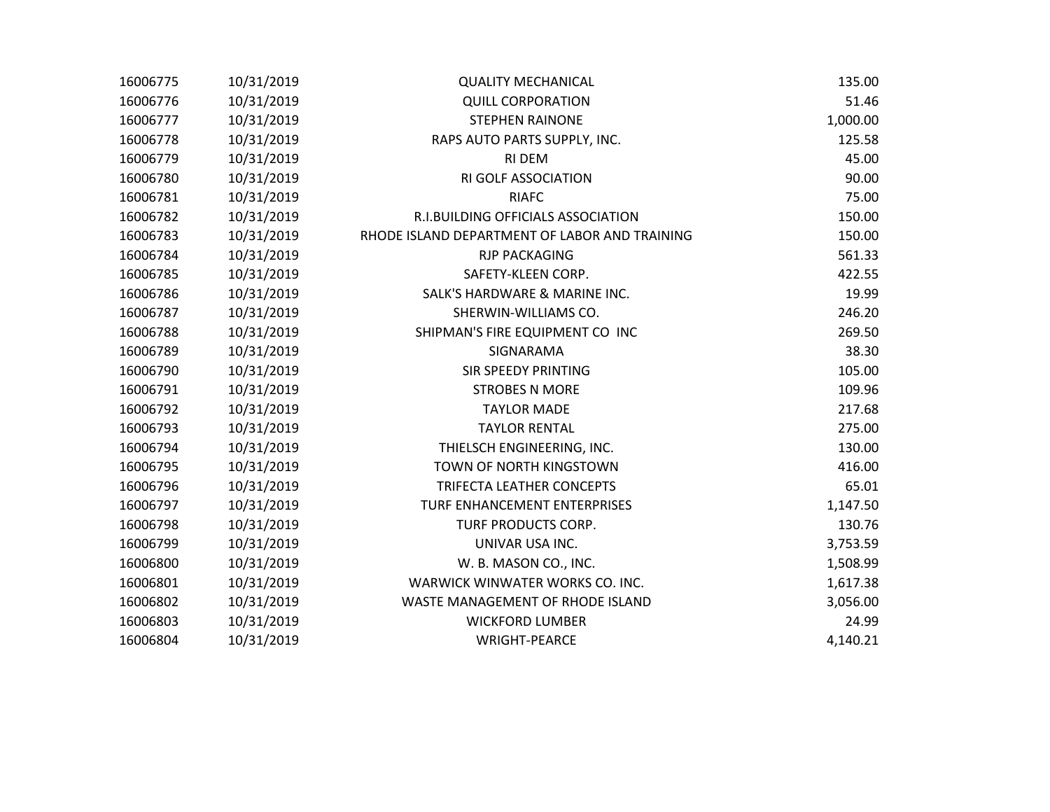| | | | |
|---|---|---|---|
| 16006775 | 10/31/2019 | QUALITY MECHANICAL | 135.00 |
| 16006776 | 10/31/2019 | QUILL CORPORATION | 51.46 |
| 16006777 | 10/31/2019 | STEPHEN RAINONE | 1,000.00 |
| 16006778 | 10/31/2019 | RAPS AUTO PARTS SUPPLY, INC. | 125.58 |
| 16006779 | 10/31/2019 | RI DEM | 45.00 |
| 16006780 | 10/31/2019 | RI GOLF ASSOCIATION | 90.00 |
| 16006781 | 10/31/2019 | RIAFC | 75.00 |
| 16006782 | 10/31/2019 | R.I.BUILDING OFFICIALS ASSOCIATION | 150.00 |
| 16006783 | 10/31/2019 | RHODE ISLAND DEPARTMENT OF LABOR AND TRAINING | 150.00 |
| 16006784 | 10/31/2019 | RJP PACKAGING | 561.33 |
| 16006785 | 10/31/2019 | SAFETY-KLEEN CORP. | 422.55 |
| 16006786 | 10/31/2019 | SALK'S HARDWARE & MARINE INC. | 19.99 |
| 16006787 | 10/31/2019 | SHERWIN-WILLIAMS CO. | 246.20 |
| 16006788 | 10/31/2019 | SHIPMAN'S FIRE EQUIPMENT CO INC | 269.50 |
| 16006789 | 10/31/2019 | SIGNARAMA | 38.30 |
| 16006790 | 10/31/2019 | SIR SPEEDY PRINTING | 105.00 |
| 16006791 | 10/31/2019 | STROBES N MORE | 109.96 |
| 16006792 | 10/31/2019 | TAYLOR MADE | 217.68 |
| 16006793 | 10/31/2019 | TAYLOR RENTAL | 275.00 |
| 16006794 | 10/31/2019 | THIELSCH ENGINEERING, INC. | 130.00 |
| 16006795 | 10/31/2019 | TOWN OF NORTH KINGSTOWN | 416.00 |
| 16006796 | 10/31/2019 | TRIFECTA LEATHER CONCEPTS | 65.01 |
| 16006797 | 10/31/2019 | TURF ENHANCEMENT ENTERPRISES | 1,147.50 |
| 16006798 | 10/31/2019 | TURF PRODUCTS CORP. | 130.76 |
| 16006799 | 10/31/2019 | UNIVAR USA INC. | 3,753.59 |
| 16006800 | 10/31/2019 | W. B. MASON CO., INC. | 1,508.99 |
| 16006801 | 10/31/2019 | WARWICK WINWATER WORKS CO. INC. | 1,617.38 |
| 16006802 | 10/31/2019 | WASTE MANAGEMENT OF RHODE ISLAND | 3,056.00 |
| 16006803 | 10/31/2019 | WICKFORD LUMBER | 24.99 |
| 16006804 | 10/31/2019 | WRIGHT-PEARCE | 4,140.21 |